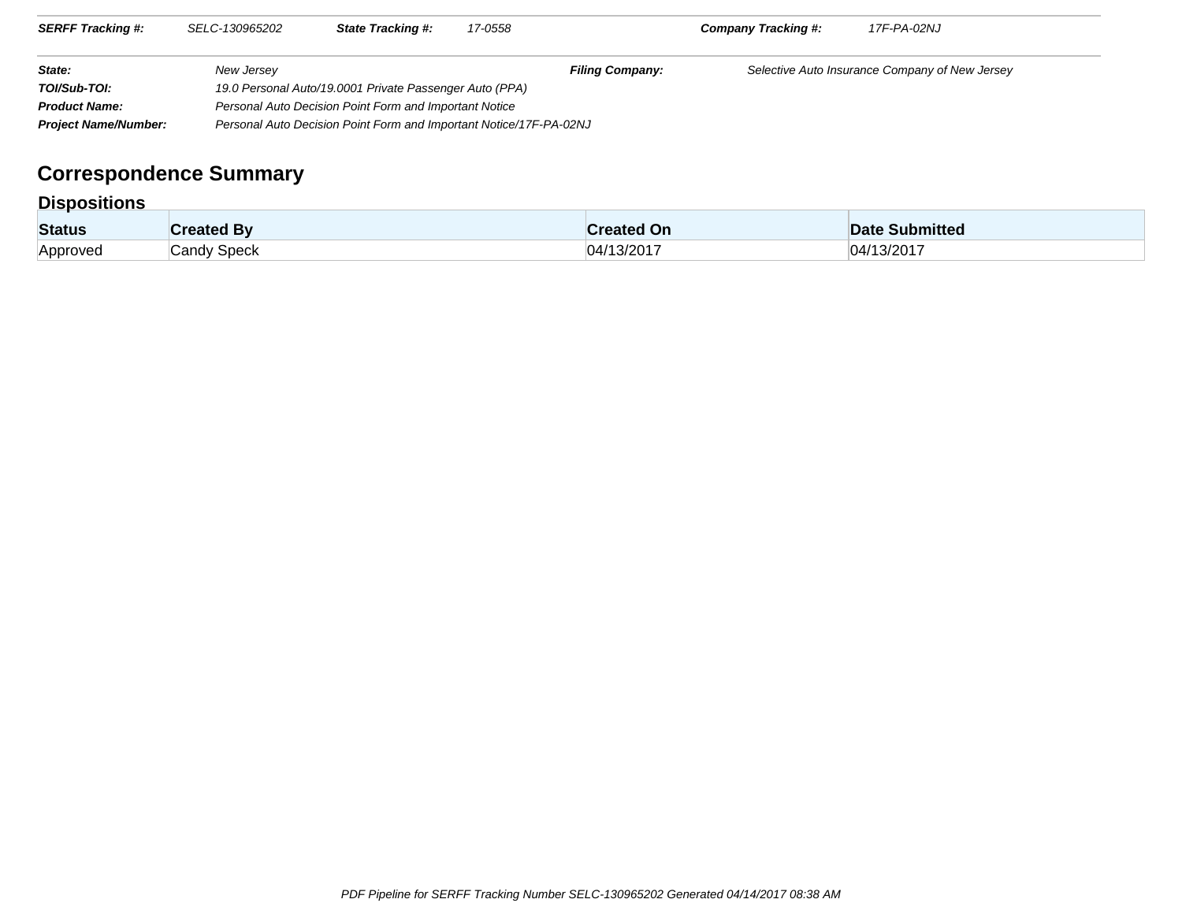| SERFF Tracking #: | SELC-130965202 | State Tracking #: | 17-0558 | Company Tracking #: | 17F-PA-02NJ |
|---|---|---|---|---|---|

| | | | |
|---|---|---|---|
| **State:** | New Jersey | **Filing Company:** | Selective Auto Insurance Company of New Jersey |
| **TOI/Sub-TOI:** | 19.0 Personal Auto/19.0001 Private Passenger Auto (PPA) | | |
| **Product Name:** | Personal Auto Decision Point Form and Important Notice | | |
| **Project Name/Number:** | Personal Auto Decision Point Form and Important Notice/17F-PA-02NJ | | |

# Correspondence Summary

## Dispositions

| Status | Created By | Created On | Date Submitted |
|---|---|---|---|
| Approved | Candy Speck | 04/13/2017 | 04/13/2017 |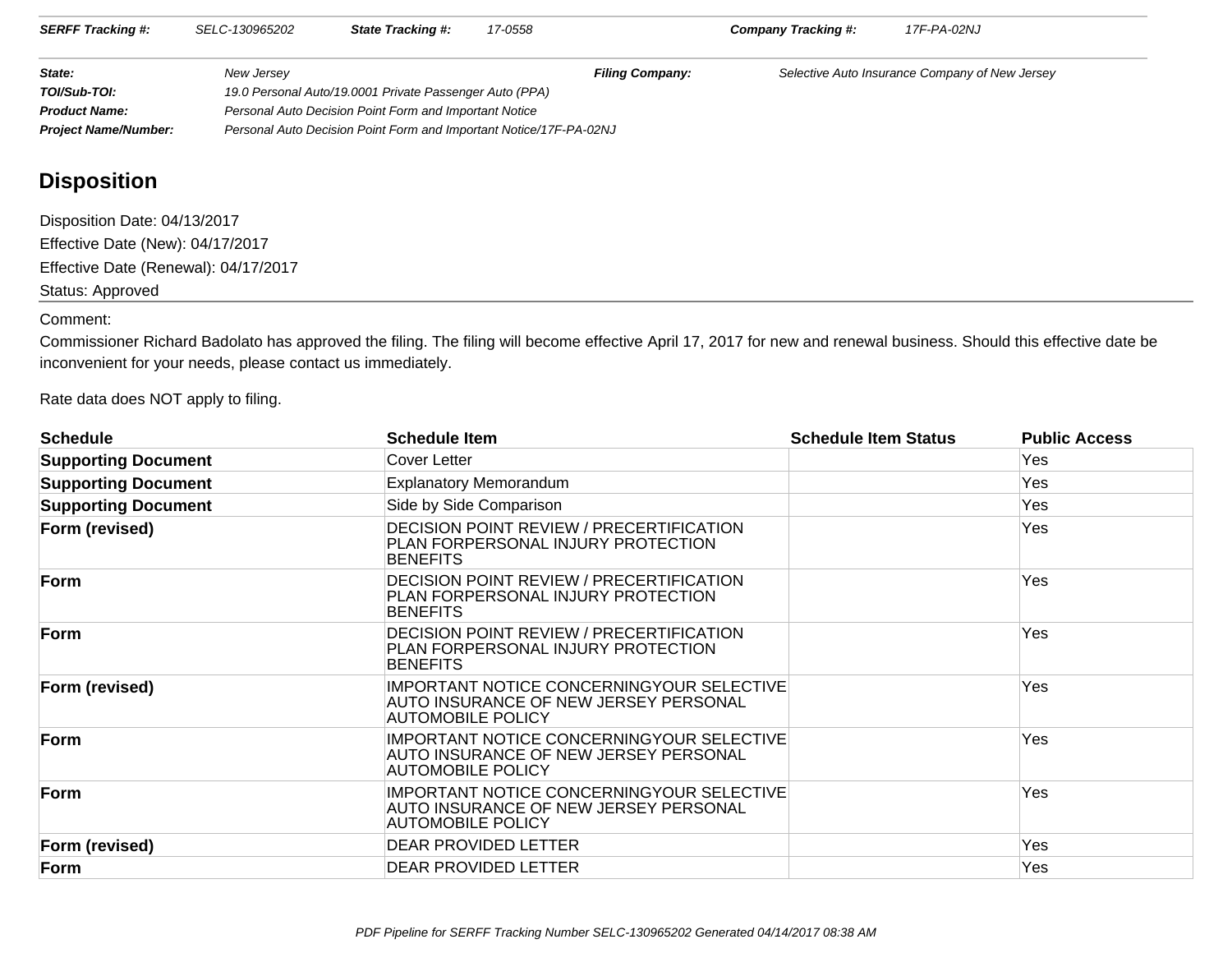| SERFF Tracking #: | SELC-130965202 | State Tracking #: | 17-0558 | Company Tracking #: | 17F-PA-02NJ |
|---|---|---|---|---|---|

| State: | New Jersey | Filing Company: | Selective Auto Insurance Company of New Jersey |
|---|---|---|---|
| TOI/Sub-TOI: | 19.0 Personal Auto/19.0001 Private Passenger Auto (PPA) | | |
| Product Name: | Personal Auto Decision Point Form and Important Notice | | |
| Project Name/Number: | Personal Auto Decision Point Form and Important Notice/17F-PA-02NJ | | |

## Disposition

Disposition Date: 04/13/2017

Effective Date (New): 04/17/2017

Effective Date (Renewal): 04/17/2017

Status: Approved

Comment:

Commissioner Richard Badolato has approved the filing. The filing will become effective April 17, 2017 for new and renewal business. Should this effective date be inconvenient for your needs, please contact us immediately.

Rate data does NOT apply to filing.

| Schedule | Schedule Item | Schedule Item Status | Public Access |
|---|---|---|---|
| **Supporting Document** | Cover Letter | | Yes |
| **Supporting Document** | Explanatory Memorandum | | Yes |
| **Supporting Document** | Side by Side Comparison | | Yes |
| **Form (revised)** | DECISION POINT REVIEW / PRECERTIFICATION PLAN FORPERSONAL INJURY PROTECTION BENEFITS | | Yes |
| **Form** | DECISION POINT REVIEW / PRECERTIFICATION PLAN FORPERSONAL INJURY PROTECTION BENEFITS | | Yes |
| **Form** | DECISION POINT REVIEW / PRECERTIFICATION PLAN FORPERSONAL INJURY PROTECTION BENEFITS | | Yes |
| **Form (revised)** | IMPORTANT NOTICE CONCERNINGYOUR SELECTIVE AUTO INSURANCE OF NEW JERSEY PERSONAL AUTOMOBILE POLICY | | Yes |
| **Form** | IMPORTANT NOTICE CONCERNINGYOUR SELECTIVE AUTO INSURANCE OF NEW JERSEY PERSONAL AUTOMOBILE POLICY | | Yes |
| **Form** | IMPORTANT NOTICE CONCERNINGYOUR SELECTIVE AUTO INSURANCE OF NEW JERSEY PERSONAL AUTOMOBILE POLICY | | Yes |
| **Form (revised)** | DEAR PROVIDED LETTER | | Yes |
| **Form** | DEAR PROVIDED LETTER | | Yes |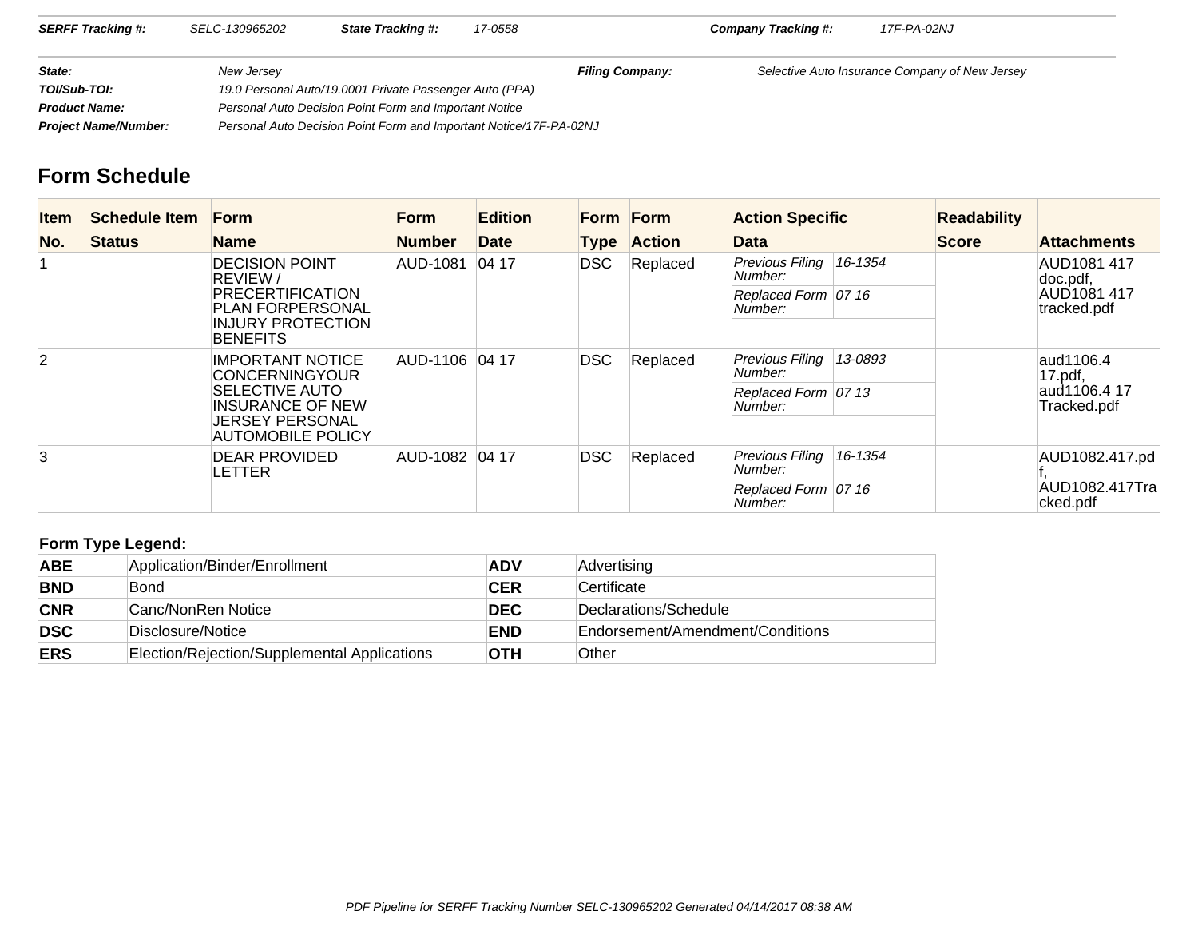| **SERFF Tracking #:** | SELC-130965202 | **State Tracking #:** | 17-0558 | **Company Tracking #:** | 17F-PA-02NJ |
|---|---|---|---|---|---|

| | | | |
|---|---|---|---|
| **State:** | New Jersey | **Filing Company:** | Selective Auto Insurance Company of New Jersey |
| **TOI/Sub-TOI:** | 19.0 Personal Auto/19.0001 Private Passenger Auto (PPA) | | |
| **Product Name:** | Personal Auto Decision Point Form and Important Notice | | |
| **Project Name/Number:** | Personal Auto Decision Point Form and Important Notice/17F-PA-02NJ | | |

## Form Schedule

| Item No. | Schedule Item Status | Form Name | Form Number | Edition Date | Form Type | Form Action | Action Specific Data | | Readability Score | Attachments |
|---|---|---|---|---|---|---|---|---|---|---|
| 1 | | DECISION POINT REVIEW / PRECERTIFICATION PLAN FORPERSONAL INJURY PROTECTION BENEFITS | AUD-1081 | 04 17 | DSC | Replaced | *Previous Filing Number:* | *16-1354* | | AUD1081 417 doc.pdf, AUD1081 417 tracked.pdf |
| | | | | | | | *Replaced Form Number:* | *07 16* | | |
| 2 | | IMPORTANT NOTICE CONCERNINGYOUR SELECTIVE AUTO INSURANCE OF NEW JERSEY PERSONAL AUTOMOBILE POLICY | AUD-1106 | 04 17 | DSC | Replaced | *Previous Filing Number:* | *13-0893* | | aud1106.4 17.pdf, aud1106.4 17 Tracked.pdf |
| | | | | | | | *Replaced Form Number:* | *07 13* | | |
| 3 | | DEAR PROVIDED LETTER | AUD-1082 | 04 17 | DSC | Replaced | *Previous Filing Number:* | *16-1354* | | AUD1082.417.pdf, AUD1082.417Tracked.pdf |
| | | | | | | | *Replaced Form Number:* | *07 16* | | |

**Form Type Legend:**

| | | | |
|---|---|---|---|
| **ABE** | Application/Binder/Enrollment | **ADV** | Advertising |
| **BND** | Bond | **CER** | Certificate |
| **CNR** | Canc/NonRen Notice | **DEC** | Declarations/Schedule |
| **DSC** | Disclosure/Notice | **END** | Endorsement/Amendment/Conditions |
| **ERS** | Election/Rejection/Supplemental Applications | **OTH** | Other |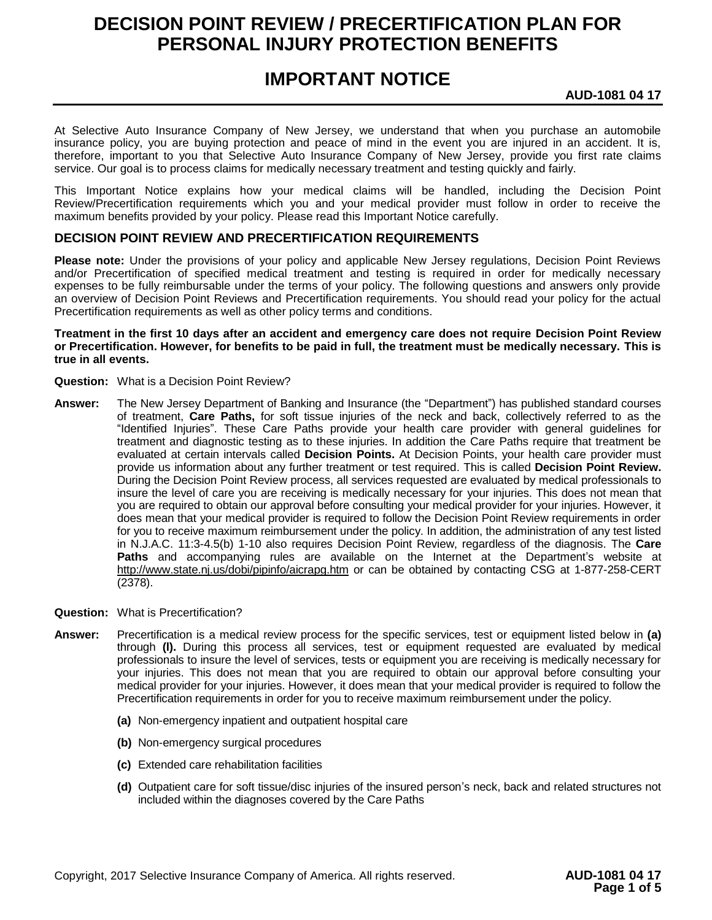# DECISION POINT REVIEW / PRECERTIFICATION PLAN FOR PERSONAL INJURY PROTECTION BENEFITS

# IMPORTANT NOTICE

**AUD-1081 04 17**

At Selective Auto Insurance Company of New Jersey, we understand that when you purchase an automobile insurance policy, you are buying protection and peace of mind in the event you are injured in an accident. It is, therefore, important to you that Selective Auto Insurance Company of New Jersey, provide you first rate claims service. Our goal is to process claims for medically necessary treatment and testing quickly and fairly.

This Important Notice explains how your medical claims will be handled, including the Decision Point Review/Precertification requirements which you and your medical provider must follow in order to receive the maximum benefits provided by your policy. Please read this Important Notice carefully.

## DECISION POINT REVIEW AND PRECERTIFICATION REQUIREMENTS

**Please note:** Under the provisions of your policy and applicable New Jersey regulations, Decision Point Reviews and/or Precertification of specified medical treatment and testing is required in order for medically necessary expenses to be fully reimbursable under the terms of your policy. The following questions and answers only provide an overview of Decision Point Reviews and Precertification requirements. You should read your policy for the actual Precertification requirements as well as other policy terms and conditions.

**Treatment in the first 10 days after an accident and emergency care does not require Decision Point Review or Precertification. However, for benefits to be paid in full, the treatment must be medically necessary. This is true in all events.**

**Question:** What is a Decision Point Review?

**Answer:** The New Jersey Department of Banking and Insurance (the "Department") has published standard courses of treatment, **Care Paths,** for soft tissue injuries of the neck and back, collectively referred to as the "Identified Injuries". These Care Paths provide your health care provider with general guidelines for treatment and diagnostic testing as to these injuries. In addition the Care Paths require that treatment be evaluated at certain intervals called **Decision Points.** At Decision Points, your health care provider must provide us information about any further treatment or test required. This is called **Decision Point Review.** During the Decision Point Review process, all services requested are evaluated by medical professionals to insure the level of care you are receiving is medically necessary for your injuries. This does not mean that you are required to obtain our approval before consulting your medical provider for your injuries. However, it does mean that your medical provider is required to follow the Decision Point Review requirements in order for you to receive maximum reimbursement under the policy. In addition, the administration of any test listed in N.J.A.C. 11:3-4.5(b) 1-10 also requires Decision Point Review, regardless of the diagnosis. The **Care Paths** and accompanying rules are available on the Internet at the Department's website at http://www.state.nj.us/dobi/pipinfo/aicrapg.htm or can be obtained by contacting CSG at 1-877-258-CERT (2378).

**Question:** What is Precertification?

**Answer:** Precertification is a medical review process for the specific services, test or equipment listed below in **(a)** through **(l).** During this process all services, test or equipment requested are evaluated by medical professionals to insure the level of services, tests or equipment you are receiving is medically necessary for your injuries. This does not mean that you are required to obtain our approval before consulting your medical provider for your injuries. However, it does mean that your medical provider is required to follow the Precertification requirements in order for you to receive maximum reimbursement under the policy.

- **(a)** Non-emergency inpatient and outpatient hospital care
- **(b)** Non-emergency surgical procedures
- **(c)** Extended care rehabilitation facilities
- **(d)** Outpatient care for soft tissue/disc injuries of the insured person's neck, back and related structures not included within the diagnoses covered by the Care Paths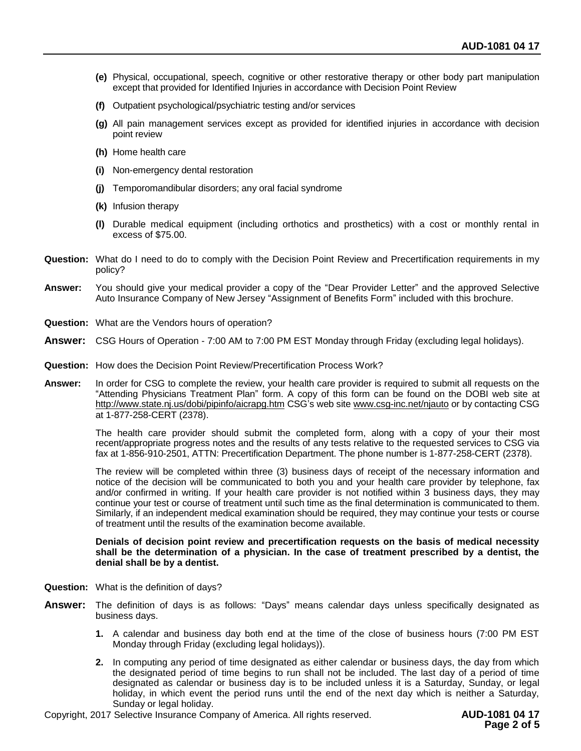- **(e)** Physical, occupational, speech, cognitive or other restorative therapy or other body part manipulation except that provided for Identified Injuries in accordance with Decision Point Review
- **(f)** Outpatient psychological/psychiatric testing and/or services
- **(g)** All pain management services except as provided for identified injuries in accordance with decision point review
- **(h)** Home health care
- **(i)** Non-emergency dental restoration
- **(j)** Temporomandibular disorders; any oral facial syndrome
- **(k)** Infusion therapy
- **(l)** Durable medical equipment (including orthotics and prosthetics) with a cost or monthly rental in excess of $75.00.

**Question:** What do I need to do to comply with the Decision Point Review and Precertification requirements in my policy?

**Answer:** You should give your medical provider a copy of the "Dear Provider Letter" and the approved Selective Auto Insurance Company of New Jersey "Assignment of Benefits Form" included with this brochure.

**Question:** What are the Vendors hours of operation?

**Answer:** CSG Hours of Operation - 7:00 AM to 7:00 PM EST Monday through Friday (excluding legal holidays).

**Question:** How does the Decision Point Review/Precertification Process Work?

**Answer:** In order for CSG to complete the review, your health care provider is required to submit all requests on the "Attending Physicians Treatment Plan" form. A copy of this form can be found on the DOBI web site at http://www.state.nj.us/dobi/pipinfo/aicrapg.htm CSG's web site www.csg-inc.net/njauto or by contacting CSG at 1-877-258-CERT (2378).

The health care provider should submit the completed form, along with a copy of your their most recent/appropriate progress notes and the results of any tests relative to the requested services to CSG via fax at 1-856-910-2501, ATTN: Precertification Department. The phone number is 1-877-258-CERT (2378).

The review will be completed within three (3) business days of receipt of the necessary information and notice of the decision will be communicated to both you and your health care provider by telephone, fax and/or confirmed in writing. If your health care provider is not notified within 3 business days, they may continue your test or course of treatment until such time as the final determination is communicated to them. Similarly, if an independent medical examination should be required, they may continue your tests or course of treatment until the results of the examination become available.

**Denials of decision point review and precertification requests on the basis of medical necessity shall be the determination of a physician. In the case of treatment prescribed by a dentist, the denial shall be by a dentist.**

**Question:** What is the definition of days?

**Answer:** The definition of days is as follows: "Days" means calendar days unless specifically designated as business days.

1. A calendar and business day both end at the time of the close of business hours (7:00 PM EST Monday through Friday (excluding legal holidays)).
2. In computing any period of time designated as either calendar or business days, the day from which the designated period of time begins to run shall not be included. The last day of a period of time designated as calendar or business day is to be included unless it is a Saturday, Sunday, or legal holiday, in which event the period runs until the end of the next day which is neither a Saturday, Sunday or legal holiday.

Copyright, 2017 Selective Insurance Company of America. All rights reserved.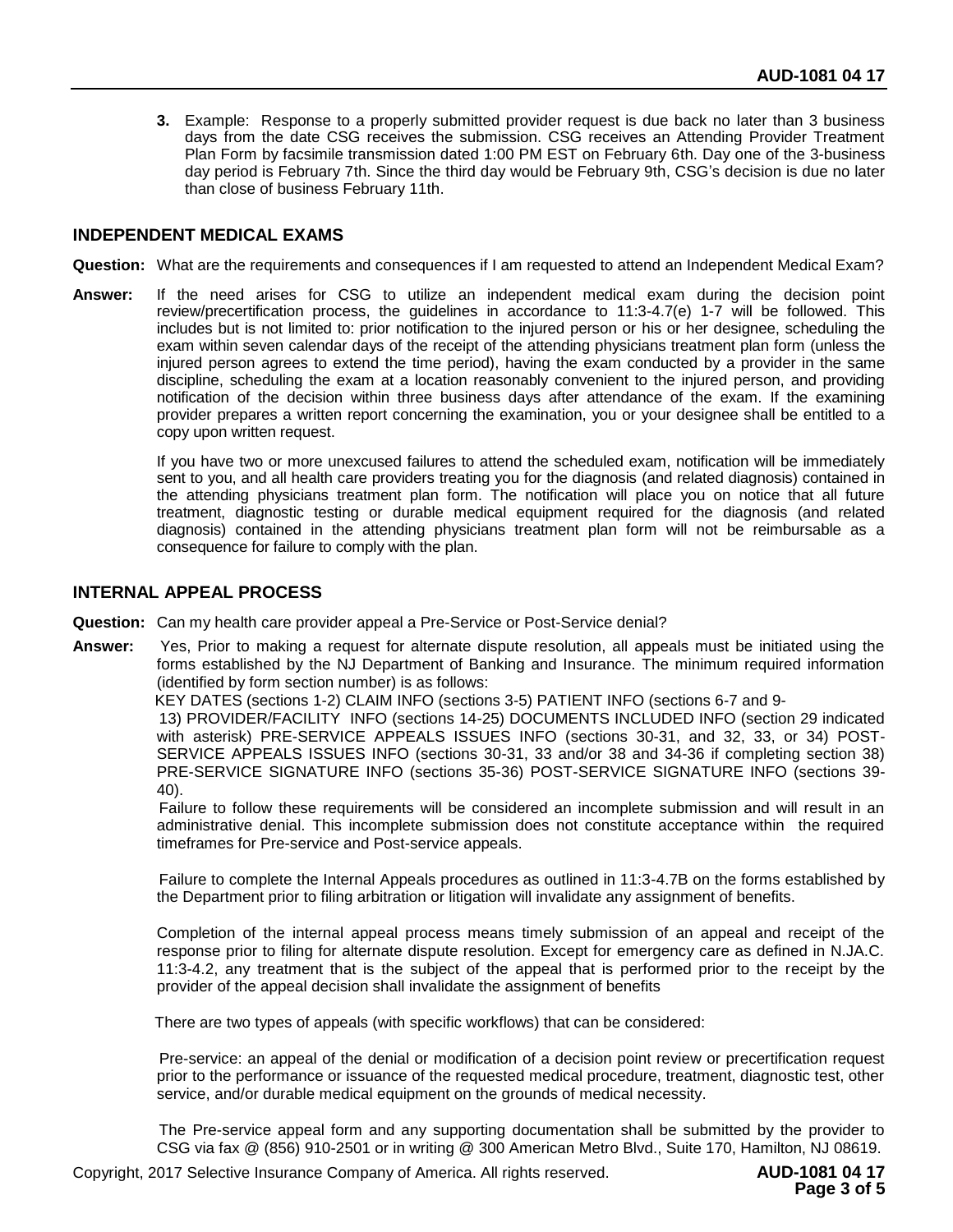3. Example: Response to a properly submitted provider request is due back no later than 3 business days from the date CSG receives the submission. CSG receives an Attending Provider Treatment Plan Form by facsimile transmission dated 1:00 PM EST on February 6th. Day one of the 3-business day period is February 7th. Since the third day would be February 9th, CSG's decision is due no later than close of business February 11th.

## INDEPENDENT MEDICAL EXAMS

**Question:** What are the requirements and consequences if I am requested to attend an Independent Medical Exam?

**Answer:** If the need arises for CSG to utilize an independent medical exam during the decision point review/precertification process, the guidelines in accordance to 11:3-4.7(e) 1-7 will be followed. This includes but is not limited to: prior notification to the injured person or his or her designee, scheduling the exam within seven calendar days of the receipt of the attending physicians treatment plan form (unless the injured person agrees to extend the time period), having the exam conducted by a provider in the same discipline, scheduling the exam at a location reasonably convenient to the injured person, and providing notification of the decision within three business days after attendance of the exam. If the examining provider prepares a written report concerning the examination, you or your designee shall be entitled to a copy upon written request.

If you have two or more unexcused failures to attend the scheduled exam, notification will be immediately sent to you, and all health care providers treating you for the diagnosis (and related diagnosis) contained in the attending physicians treatment plan form. The notification will place you on notice that all future treatment, diagnostic testing or durable medical equipment required for the diagnosis (and related diagnosis) contained in the attending physicians treatment plan form will not be reimbursable as a consequence for failure to comply with the plan.

## INTERNAL APPEAL PROCESS

**Question:** Can my health care provider appeal a Pre-Service or Post-Service denial?

**Answer:** Yes, Prior to making a request for alternate dispute resolution, all appeals must be initiated using the forms established by the NJ Department of Banking and Insurance. The minimum required information (identified by form section number) is as follows:
KEY DATES (sections 1-2) CLAIM INFO (sections 3-5) PATIENT INFO (sections 6-7 and 9-13) PROVIDER/FACILITY INFO (sections 14-25) DOCUMENTS INCLUDED INFO (section 29 indicated with asterisk) PRE-SERVICE APPEALS ISSUES INFO (sections 30-31, and 32, 33, or 34) POST-SERVICE APPEALS ISSUES INFO (sections 30-31, 33 and/or 38 and 34-36 if completing section 38) PRE-SERVICE SIGNATURE INFO (sections 35-36) POST-SERVICE SIGNATURE INFO (sections 39-40).
Failure to follow these requirements will be considered an incomplete submission and will result in an administrative denial. This incomplete submission does not constitute acceptance within the required timeframes for Pre-service and Post-service appeals.

Failure to complete the Internal Appeals procedures as outlined in 11:3-4.7B on the forms established by the Department prior to filing arbitration or litigation will invalidate any assignment of benefits.

Completion of the internal appeal process means timely submission of an appeal and receipt of the response prior to filing for alternate dispute resolution. Except for emergency care as defined in N.JA.C. 11:3-4.2, any treatment that is the subject of the appeal that is performed prior to the receipt by the provider of the appeal decision shall invalidate the assignment of benefits

There are two types of appeals (with specific workflows) that can be considered:

Pre-service: an appeal of the denial or modification of a decision point review or precertification request prior to the performance or issuance of the requested medical procedure, treatment, diagnostic test, other service, and/or durable medical equipment on the grounds of medical necessity.

The Pre-service appeal form and any supporting documentation shall be submitted by the provider to CSG via fax @ (856) 910-2501 or in writing @ 300 American Metro Blvd., Suite 170, Hamilton, NJ 08619.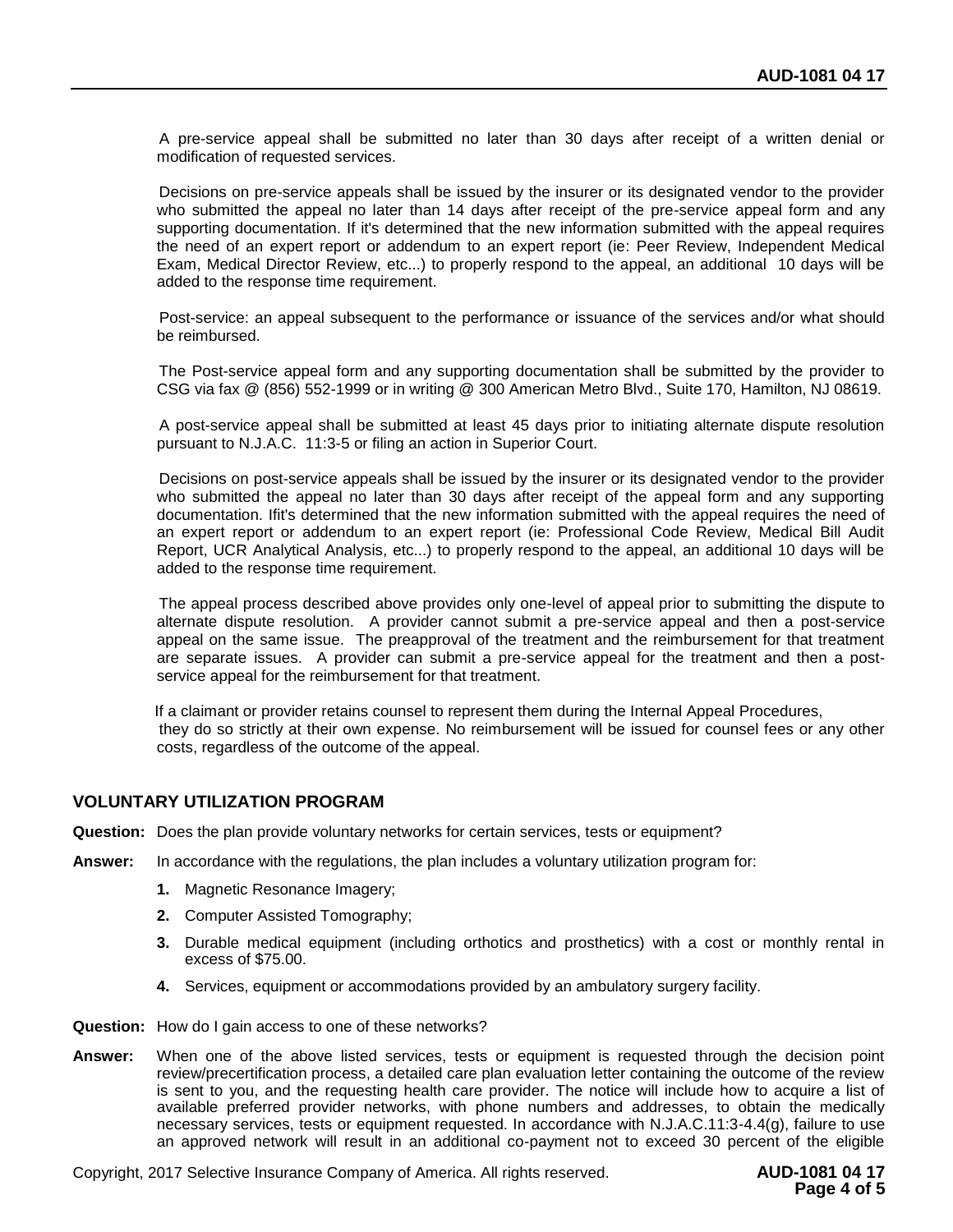A pre-service appeal shall be submitted no later than 30 days after receipt of a written denial or modification of requested services.

Decisions on pre-service appeals shall be issued by the insurer or its designated vendor to the provider who submitted the appeal no later than 14 days after receipt of the pre-service appeal form and any supporting documentation. If it's determined that the new information submitted with the appeal requires the need of an expert report or addendum to an expert report (ie: Peer Review, Independent Medical Exam, Medical Director Review, etc...) to properly respond to the appeal, an additional 10 days will be added to the response time requirement.

Post-service: an appeal subsequent to the performance or issuance of the services and/or what should be reimbursed.

The Post-service appeal form and any supporting documentation shall be submitted by the provider to CSG via fax @ (856) 552-1999 or in writing @ 300 American Metro Blvd., Suite 170, Hamilton, NJ 08619.

A post-service appeal shall be submitted at least 45 days prior to initiating alternate dispute resolution pursuant to N.J.A.C. 11:3-5 or filing an action in Superior Court.

Decisions on post-service appeals shall be issued by the insurer or its designated vendor to the provider who submitted the appeal no later than 30 days after receipt of the appeal form and any supporting documentation. Ifit's determined that the new information submitted with the appeal requires the need of an expert report or addendum to an expert report (ie: Professional Code Review, Medical Bill Audit Report, UCR Analytical Analysis, etc...) to properly respond to the appeal, an additional 10 days will be added to the response time requirement.

The appeal process described above provides only one-level of appeal prior to submitting the dispute to alternate dispute resolution. A provider cannot submit a pre-service appeal and then a post-service appeal on the same issue. The preapproval of the treatment and the reimbursement for that treatment are separate issues. A provider can submit a pre-service appeal for the treatment and then a post-service appeal for the reimbursement for that treatment.

If a claimant or provider retains counsel to represent them during the Internal Appeal Procedures, they do so strictly at their own expense. No reimbursement will be issued for counsel fees or any other costs, regardless of the outcome of the appeal.

## VOLUNTARY UTILIZATION PROGRAM

**Question:** Does the plan provide voluntary networks for certain services, tests or equipment?

**Answer:** In accordance with the regulations, the plan includes a voluntary utilization program for:

1. Magnetic Resonance Imagery;
2. Computer Assisted Tomography;
3. Durable medical equipment (including orthotics and prosthetics) with a cost or monthly rental in excess of $75.00.
4. Services, equipment or accommodations provided by an ambulatory surgery facility.

**Question:** How do I gain access to one of these networks?

**Answer:** When one of the above listed services, tests or equipment is requested through the decision point review/precertification process, a detailed care plan evaluation letter containing the outcome of the review is sent to you, and the requesting health care provider. The notice will include how to acquire a list of available preferred provider networks, with phone numbers and addresses, to obtain the medically necessary services, tests or equipment requested. In accordance with N.J.A.C.11:3-4.4(g), failure to use an approved network will result in an additional co-payment not to exceed 30 percent of the eligible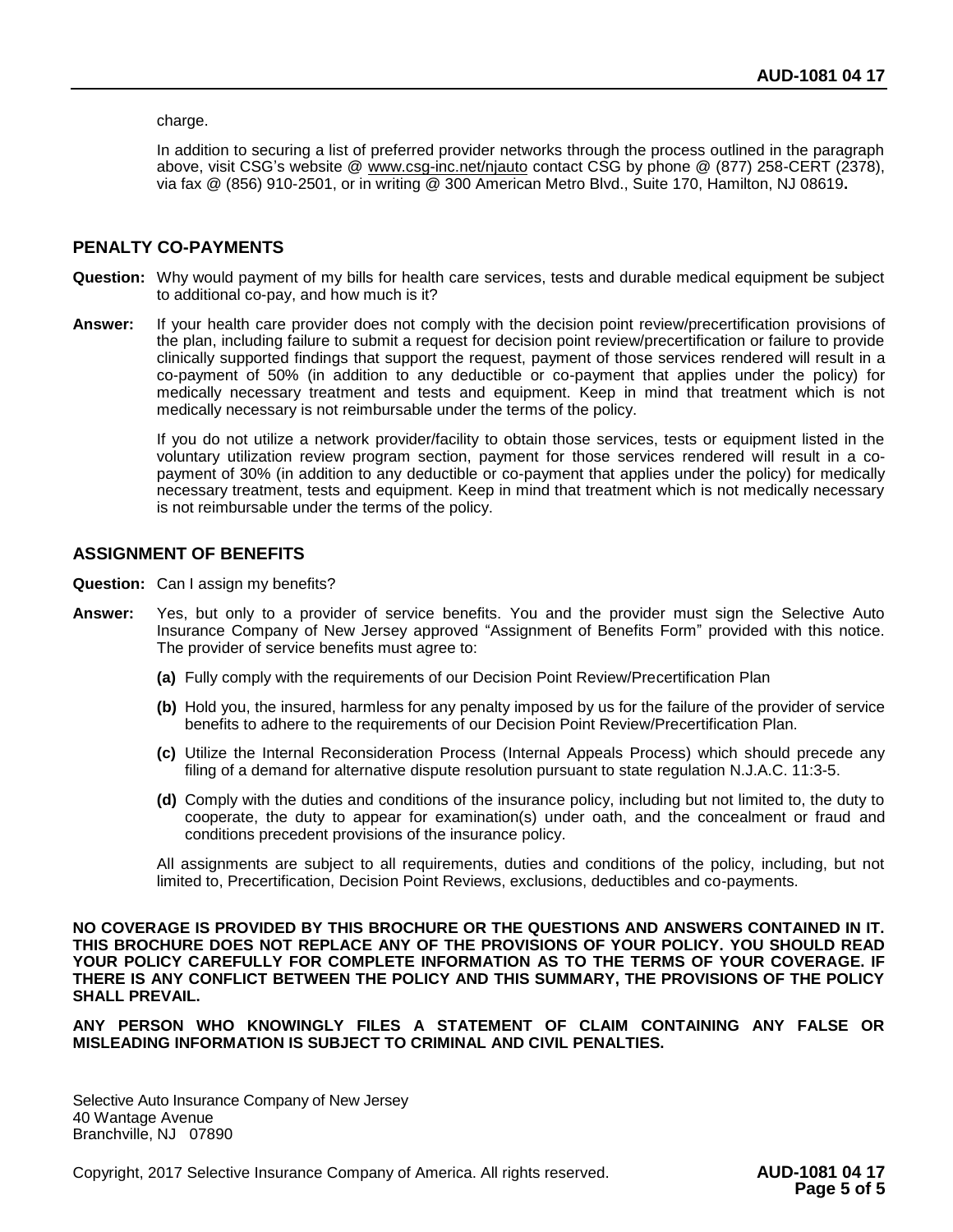charge.

In addition to securing a list of preferred provider networks through the process outlined in the paragraph above, visit CSG's website @ www.csg-inc.net/njauto contact CSG by phone @ (877) 258-CERT (2378), via fax @ (856) 910-2501, or in writing @ 300 American Metro Blvd., Suite 170, Hamilton, NJ 08619**.**

## PENALTY CO-PAYMENTS

**Question:** Why would payment of my bills for health care services, tests and durable medical equipment be subject to additional co-pay, and how much is it?

**Answer:** If your health care provider does not comply with the decision point review/precertification provisions of the plan, including failure to submit a request for decision point review/precertification or failure to provide clinically supported findings that support the request, payment of those services rendered will result in a co-payment of 50% (in addition to any deductible or co-payment that applies under the policy) for medically necessary treatment and tests and equipment. Keep in mind that treatment which is not medically necessary is not reimbursable under the terms of the policy.

If you do not utilize a network provider/facility to obtain those services, tests or equipment listed in the voluntary utilization review program section, payment for those services rendered will result in a co-payment of 30% (in addition to any deductible or co-payment that applies under the policy) for medically necessary treatment, tests and equipment. Keep in mind that treatment which is not medically necessary is not reimbursable under the terms of the policy.

## ASSIGNMENT OF BENEFITS

**Question:** Can I assign my benefits?

**Answer:** Yes, but only to a provider of service benefits. You and the provider must sign the Selective Auto Insurance Company of New Jersey approved "Assignment of Benefits Form" provided with this notice. The provider of service benefits must agree to:

**(a)** Fully comply with the requirements of our Decision Point Review/Precertification Plan

**(b)** Hold you, the insured, harmless for any penalty imposed by us for the failure of the provider of service benefits to adhere to the requirements of our Decision Point Review/Precertification Plan.

**(c)** Utilize the Internal Reconsideration Process (Internal Appeals Process) which should precede any filing of a demand for alternative dispute resolution pursuant to state regulation N.J.A.C. 11:3-5.

**(d)** Comply with the duties and conditions of the insurance policy, including but not limited to, the duty to cooperate, the duty to appear for examination(s) under oath, and the concealment or fraud and conditions precedent provisions of the insurance policy.

All assignments are subject to all requirements, duties and conditions of the policy, including, but not limited to, Precertification, Decision Point Reviews, exclusions, deductibles and co-payments.

**NO COVERAGE IS PROVIDED BY THIS BROCHURE OR THE QUESTIONS AND ANSWERS CONTAINED IN IT. THIS BROCHURE DOES NOT REPLACE ANY OF THE PROVISIONS OF YOUR POLICY. YOU SHOULD READ YOUR POLICY CAREFULLY FOR COMPLETE INFORMATION AS TO THE TERMS OF YOUR COVERAGE. IF THERE IS ANY CONFLICT BETWEEN THE POLICY AND THIS SUMMARY, THE PROVISIONS OF THE POLICY SHALL PREVAIL.**

**ANY PERSON WHO KNOWINGLY FILES A STATEMENT OF CLAIM CONTAINING ANY FALSE OR MISLEADING INFORMATION IS SUBJECT TO CRIMINAL AND CIVIL PENALTIES.**

Selective Auto Insurance Company of New Jersey
40 Wantage Avenue
Branchville, NJ 07890

Copyright, 2017 Selective Insurance Company of America. All rights reserved.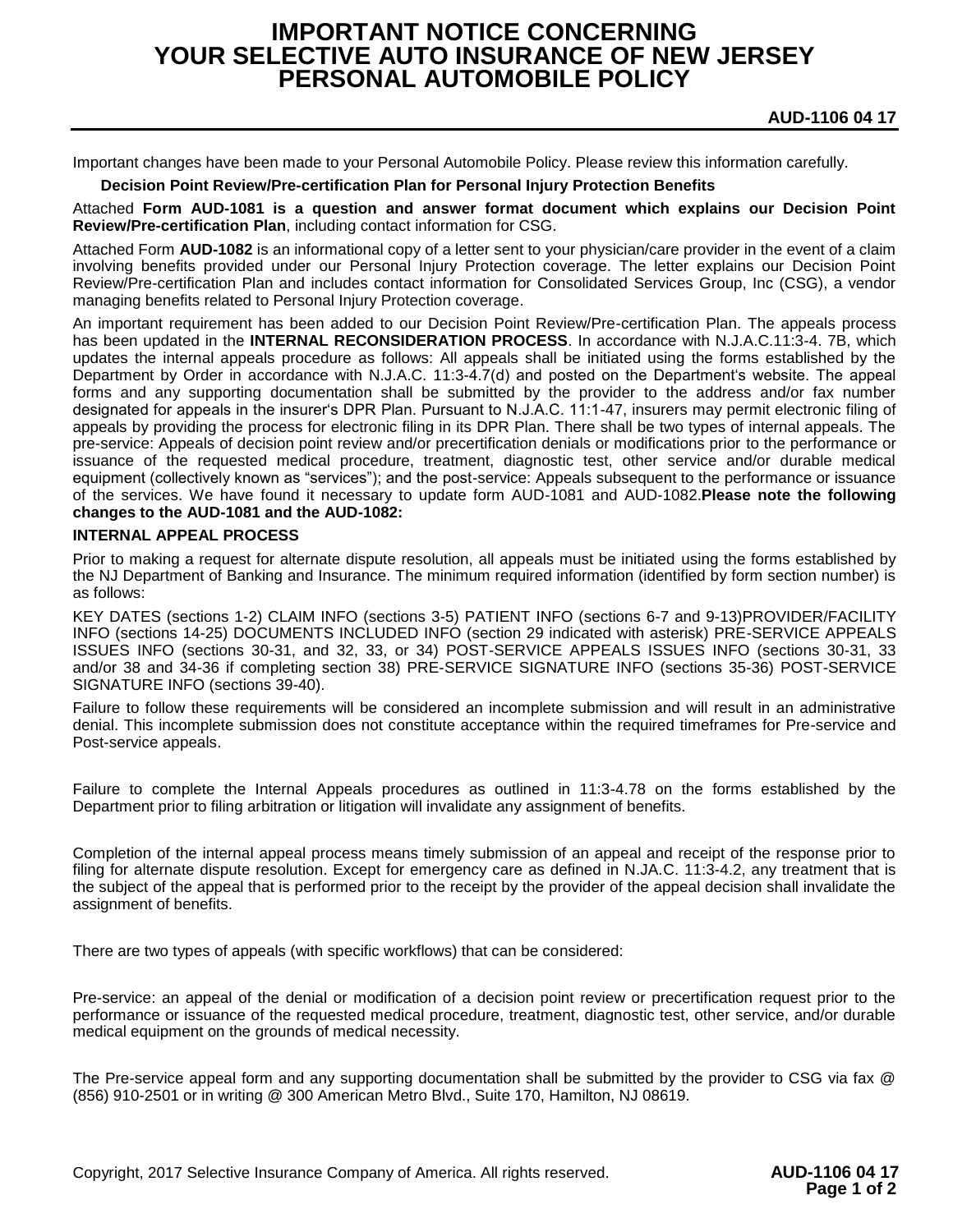# IMPORTANT NOTICE CONCERNING YOUR SELECTIVE AUTO INSURANCE OF NEW JERSEY PERSONAL AUTOMOBILE POLICY

**AUD-1106 04 17**

Important changes have been made to your Personal Automobile Policy. Please review this information carefully.

**Decision Point Review/Pre-certification Plan for Personal Injury Protection Benefits**

Attached **Form AUD-1081 is a question and answer format document which explains our Decision Point Review/Pre-certification Plan**, including contact information for CSG.

Attached Form **AUD-1082** is an informational copy of a letter sent to your physician/care provider in the event of a claim involving benefits provided under our Personal Injury Protection coverage. The letter explains our Decision Point Review/Pre-certification Plan and includes contact information for Consolidated Services Group, Inc (CSG), a vendor managing benefits related to Personal Injury Protection coverage.

An important requirement has been added to our Decision Point Review/Pre-certification Plan. The appeals process has been updated in the **INTERNAL RECONSIDERATION PROCESS**. In accordance with N.J.A.C.11:3-4. 7B, which updates the internal appeals procedure as follows: All appeals shall be initiated using the forms established by the Department by Order in accordance with N.J.A.C. 11:3-4.7(d) and posted on the Department's website. The appeal forms and any supporting documentation shall be submitted by the provider to the address and/or fax number designated for appeals in the insurer's DPR Plan. Pursuant to N.J.A.C. 11:1-47, insurers may permit electronic filing of appeals by providing the process for electronic filing in its DPR Plan. There shall be two types of internal appeals. The pre-service: Appeals of decision point review and/or precertification denials or modifications prior to the performance or issuance of the requested medical procedure, treatment, diagnostic test, other service and/or durable medical equipment (collectively known as "services"); and the post-service: Appeals subsequent to the performance or issuance of the services. We have found it necessary to update form AUD-1081 and AUD-1082.**Please note the following changes to the AUD-1081 and the AUD-1082:**

**INTERNAL APPEAL PROCESS**

Prior to making a request for alternate dispute resolution, all appeals must be initiated using the forms established by the NJ Department of Banking and Insurance. The minimum required information (identified by form section number) is as follows:

KEY DATES (sections 1-2) CLAIM INFO (sections 3-5) PATIENT INFO (sections 6-7 and 9-13)PROVIDER/FACILITY INFO (sections 14-25) DOCUMENTS INCLUDED INFO (section 29 indicated with asterisk) PRE-SERVICE APPEALS ISSUES INFO (sections 30-31, and 32, 33, or 34) POST-SERVICE APPEALS ISSUES INFO (sections 30-31, 33 and/or 38 and 34-36 if completing section 38) PRE-SERVICE SIGNATURE INFO (sections 35-36) POST-SERVICE SIGNATURE INFO (sections 39-40).

Failure to follow these requirements will be considered an incomplete submission and will result in an administrative denial. This incomplete submission does not constitute acceptance within the required timeframes for Pre-service and Post-service appeals.

Failure to complete the Internal Appeals procedures as outlined in 11:3-4.78 on the forms established by the Department prior to filing arbitration or litigation will invalidate any assignment of benefits.

Completion of the internal appeal process means timely submission of an appeal and receipt of the response prior to filing for alternate dispute resolution. Except for emergency care as defined in N.JA.C. 11:3-4.2, any treatment that is the subject of the appeal that is performed prior to the receipt by the provider of the appeal decision shall invalidate the assignment of benefits.

There are two types of appeals (with specific workflows) that can be considered:

Pre-service: an appeal of the denial or modification of a decision point review or precertification request prior to the performance or issuance of the requested medical procedure, treatment, diagnostic test, other service, and/or durable medical equipment on the grounds of medical necessity.

The Pre-service appeal form and any supporting documentation shall be submitted by the provider to CSG via fax @ (856) 910-2501 or in writing @ 300 American Metro Blvd., Suite 170, Hamilton, NJ 08619.

Copyright, 2017 Selective Insurance Company of America. All rights reserved.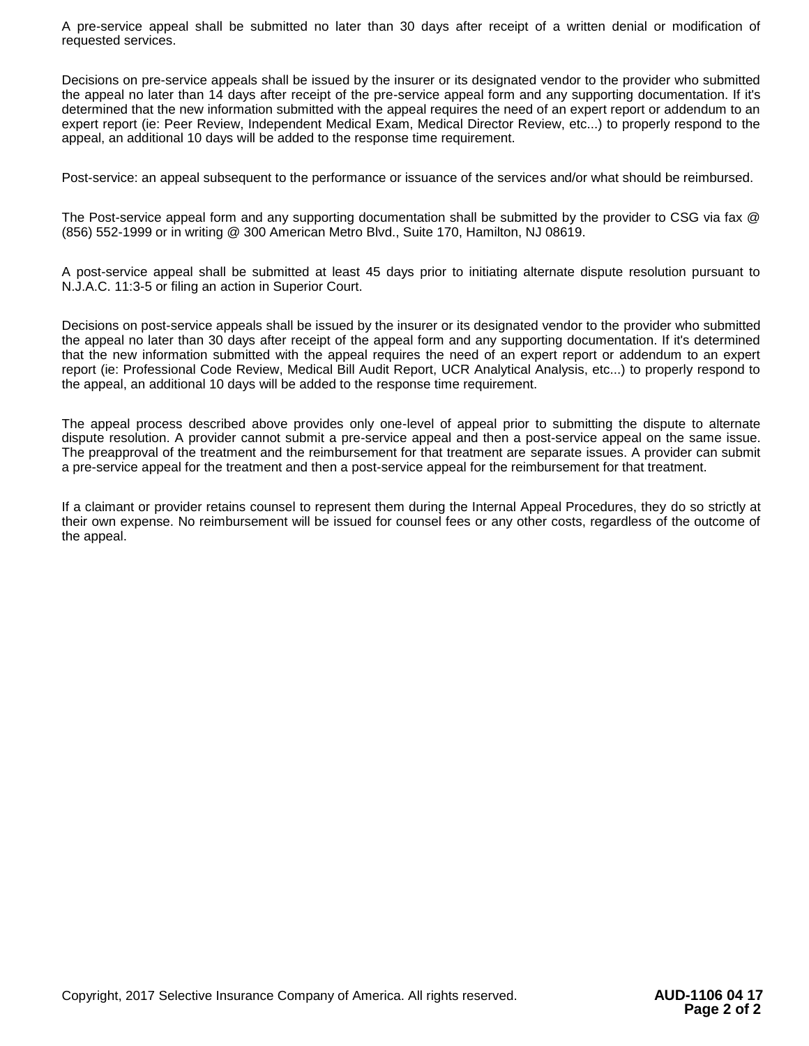A pre-service appeal shall be submitted no later than 30 days after receipt of a written denial or modification of requested services.

Decisions on pre-service appeals shall be issued by the insurer or its designated vendor to the provider who submitted the appeal no later than 14 days after receipt of the pre-service appeal form and any supporting documentation. If it's determined that the new information submitted with the appeal requires the need of an expert report or addendum to an expert report (ie: Peer Review, Independent Medical Exam, Medical Director Review, etc...) to properly respond to the appeal, an additional 10 days will be added to the response time requirement.

Post-service: an appeal subsequent to the performance or issuance of the services and/or what should be reimbursed.

The Post-service appeal form and any supporting documentation shall be submitted by the provider to CSG via fax @ (856) 552-1999 or in writing @ 300 American Metro Blvd., Suite 170, Hamilton, NJ 08619.

A post-service appeal shall be submitted at least 45 days prior to initiating alternate dispute resolution pursuant to N.J.A.C. 11:3-5 or filing an action in Superior Court.

Decisions on post-service appeals shall be issued by the insurer or its designated vendor to the provider who submitted the appeal no later than 30 days after receipt of the appeal form and any supporting documentation. If it's determined that the new information submitted with the appeal requires the need of an expert report or addendum to an expert report (ie: Professional Code Review, Medical Bill Audit Report, UCR Analytical Analysis, etc...) to properly respond to the appeal, an additional 10 days will be added to the response time requirement.

The appeal process described above provides only one-level of appeal prior to submitting the dispute to alternate dispute resolution. A provider cannot submit a pre-service appeal and then a post-service appeal on the same issue. The preapproval of the treatment and the reimbursement for that treatment are separate issues. A provider can submit a pre-service appeal for the treatment and then a post-service appeal for the reimbursement for that treatment.

If a claimant or provider retains counsel to represent them during the Internal Appeal Procedures, they do so strictly at their own expense. No reimbursement will be issued for counsel fees or any other costs, regardless of the outcome of the appeal.

Copyright, 2017 Selective Insurance Company of America. All rights reserved. **AUD-1106 04 17**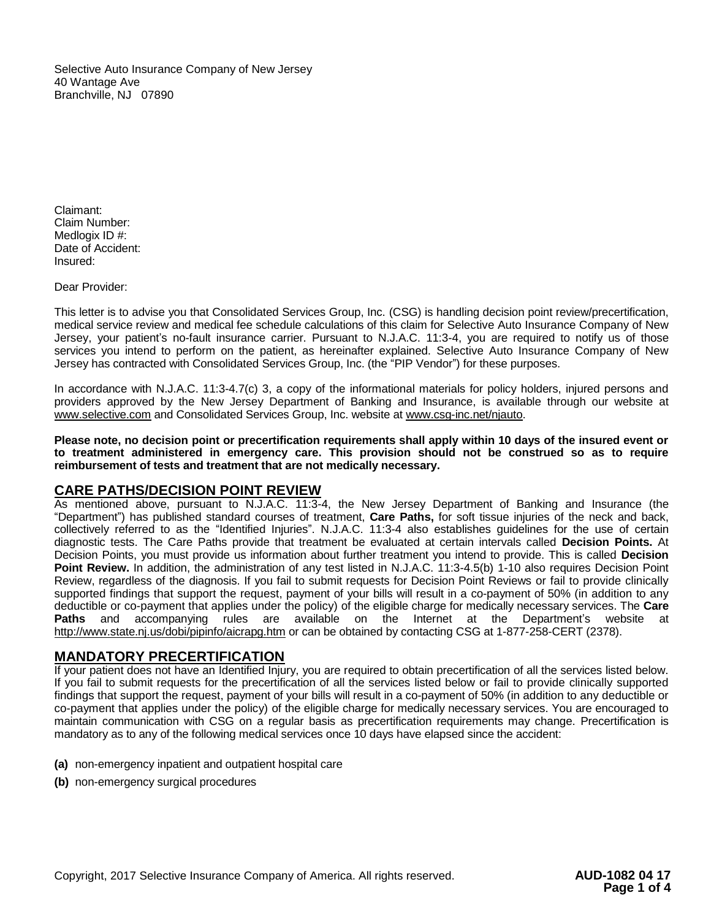Selective Auto Insurance Company of New Jersey
40 Wantage Ave
Branchville, NJ 07890

Claimant:
Claim Number:
Medlogix ID #:
Date of Accident:
Insured:

Dear Provider:

This letter is to advise you that Consolidated Services Group, Inc. (CSG) is handling decision point review/precertification, medical service review and medical fee schedule calculations of this claim for Selective Auto Insurance Company of New Jersey, your patient's no-fault insurance carrier. Pursuant to N.J.A.C. 11:3-4, you are required to notify us of those services you intend to perform on the patient, as hereinafter explained. Selective Auto Insurance Company of New Jersey has contracted with Consolidated Services Group, Inc. (the "PIP Vendor") for these purposes.

In accordance with N.J.A.C. 11:3-4.7(c) 3, a copy of the informational materials for policy holders, injured persons and providers approved by the New Jersey Department of Banking and Insurance, is available through our website at www.selective.com and Consolidated Services Group, Inc. website at www.csg-inc.net/njauto.

**Please note, no decision point or precertification requirements shall apply within 10 days of the insured event or to treatment administered in emergency care. This provision should not be construed so as to require reimbursement of tests and treatment that are not medically necessary.**

## CARE PATHS/DECISION POINT REVIEW

As mentioned above, pursuant to N.J.A.C. 11:3-4, the New Jersey Department of Banking and Insurance (the "Department") has published standard courses of treatment, **Care Paths,** for soft tissue injuries of the neck and back, collectively referred to as the "Identified Injuries". N.J.A.C. 11:3-4 also establishes guidelines for the use of certain diagnostic tests. The Care Paths provide that treatment be evaluated at certain intervals called **Decision Points.** At Decision Points, you must provide us information about further treatment you intend to provide. This is called **Decision Point Review.** In addition, the administration of any test listed in N.J.A.C. 11:3-4.5(b) 1-10 also requires Decision Point Review, regardless of the diagnosis. If you fail to submit requests for Decision Point Reviews or fail to provide clinically supported findings that support the request, payment of your bills will result in a co-payment of 50% (in addition to any deductible or co-payment that applies under the policy) of the eligible charge for medically necessary services. The **Care Paths** and accompanying rules are available on the Internet at the Department's website at http://www.state.nj.us/dobi/pipinfo/aicrapg.htm or can be obtained by contacting CSG at 1-877-258-CERT (2378).

## MANDATORY PRECERTIFICATION

If your patient does not have an Identified Injury, you are required to obtain precertification of all the services listed below. If you fail to submit requests for the precertification of all the services listed below or fail to provide clinically supported findings that support the request, payment of your bills will result in a co-payment of 50% (in addition to any deductible or co-payment that applies under the policy) of the eligible charge for medically necessary services. You are encouraged to maintain communication with CSG on a regular basis as precertification requirements may change. Precertification is mandatory as to any of the following medical services once 10 days have elapsed since the accident:

**(a)** non-emergency inpatient and outpatient hospital care

**(b)** non-emergency surgical procedures

Copyright, 2017 Selective Insurance Company of America. All rights reserved. **AUD-1082 04 17**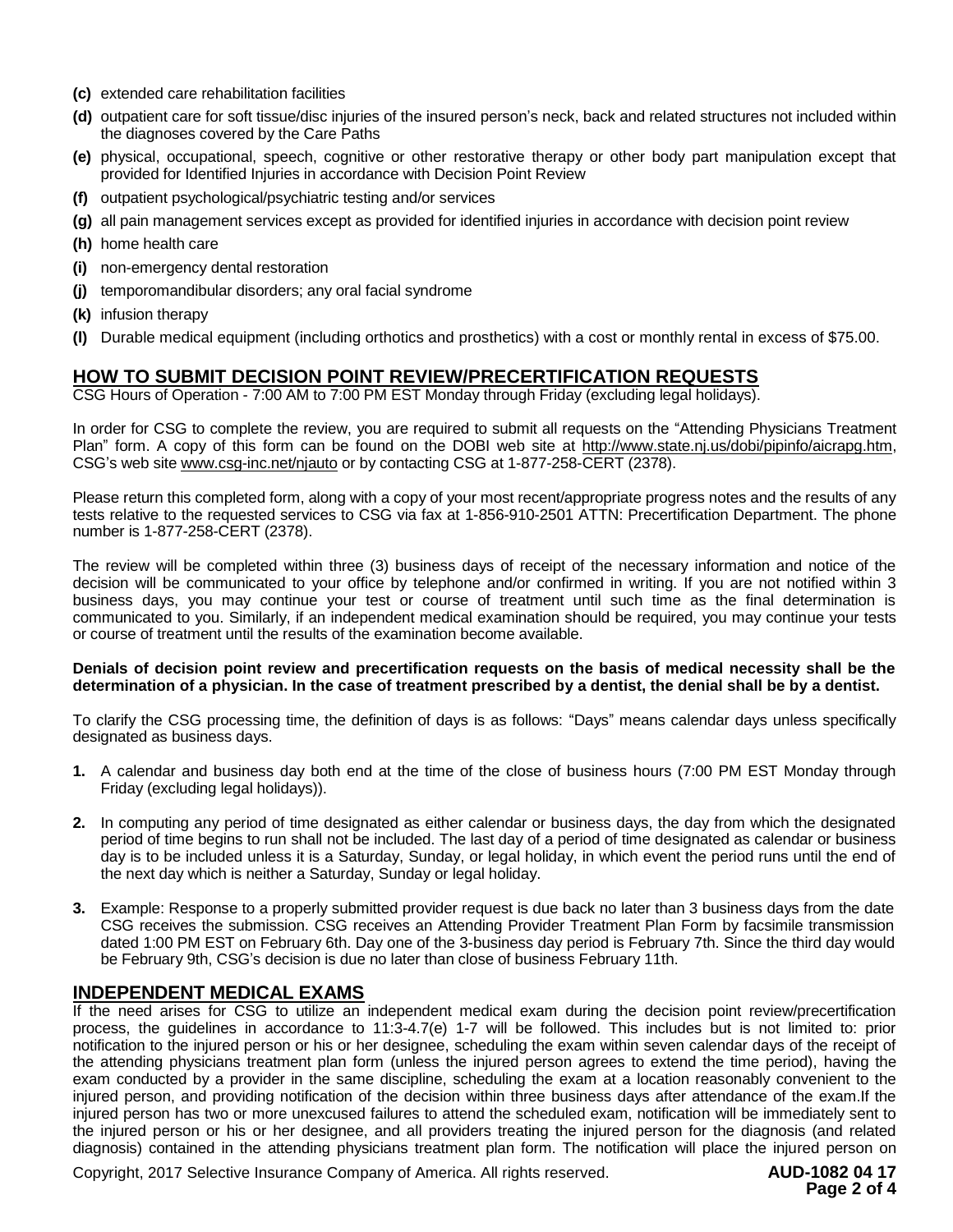- **(c)** extended care rehabilitation facilities
- **(d)** outpatient care for soft tissue/disc injuries of the insured person's neck, back and related structures not included within the diagnoses covered by the Care Paths
- **(e)** physical, occupational, speech, cognitive or other restorative therapy or other body part manipulation except that provided for Identified Injuries in accordance with Decision Point Review
- **(f)** outpatient psychological/psychiatric testing and/or services
- **(g)** all pain management services except as provided for identified injuries in accordance with decision point review
- **(h)** home health care
- **(i)** non-emergency dental restoration
- **(j)** temporomandibular disorders; any oral facial syndrome
- **(k)** infusion therapy
- **(l)** Durable medical equipment (including orthotics and prosthetics) with a cost or monthly rental in excess of $75.00.

## HOW TO SUBMIT DECISION POINT REVIEW/PRECERTIFICATION REQUESTS

CSG Hours of Operation - 7:00 AM to 7:00 PM EST Monday through Friday (excluding legal holidays).

In order for CSG to complete the review, you are required to submit all requests on the "Attending Physicians Treatment Plan" form. A copy of this form can be found on the DOBI web site at http://www.state.nj.us/dobi/pipinfo/aicrapg.htm, CSG's web site www.csg-inc.net/njauto or by contacting CSG at 1-877-258-CERT (2378).

Please return this completed form, along with a copy of your most recent/appropriate progress notes and the results of any tests relative to the requested services to CSG via fax at 1-856-910-2501 ATTN: Precertification Department. The phone number is 1-877-258-CERT (2378).

The review will be completed within three (3) business days of receipt of the necessary information and notice of the decision will be communicated to your office by telephone and/or confirmed in writing. If you are not notified within 3 business days, you may continue your test or course of treatment until such time as the final determination is communicated to you. Similarly, if an independent medical examination should be required, you may continue your tests or course of treatment until the results of the examination become available.

**Denials of decision point review and precertification requests on the basis of medical necessity shall be the determination of a physician. In the case of treatment prescribed by a dentist, the denial shall be by a dentist.**

To clarify the CSG processing time, the definition of days is as follows: "Days" means calendar days unless specifically designated as business days.

1. A calendar and business day both end at the time of the close of business hours (7:00 PM EST Monday through Friday (excluding legal holidays)).

2. In computing any period of time designated as either calendar or business days, the day from which the designated period of time begins to run shall not be included. The last day of a period of time designated as calendar or business day is to be included unless it is a Saturday, Sunday, or legal holiday, in which event the period runs until the end of the next day which is neither a Saturday, Sunday or legal holiday.

3. Example: Response to a properly submitted provider request is due back no later than 3 business days from the date CSG receives the submission. CSG receives an Attending Provider Treatment Plan Form by facsimile transmission dated 1:00 PM EST on February 6th. Day one of the 3-business day period is February 7th. Since the third day would be February 9th, CSG's decision is due no later than close of business February 11th.

## INDEPENDENT MEDICAL EXAMS

If the need arises for CSG to utilize an independent medical exam during the decision point review/precertification process, the guidelines in accordance to 11:3-4.7(e) 1-7 will be followed. This includes but is not limited to: prior notification to the injured person or his or her designee, scheduling the exam within seven calendar days of the receipt of the attending physicians treatment plan form (unless the injured person agrees to extend the time period), having the exam conducted by a provider in the same discipline, scheduling the exam at a location reasonably convenient to the injured person, and providing notification of the decision within three business days after attendance of the exam.If the injured person has two or more unexcused failures to attend the scheduled exam, notification will be immediately sent to the injured person or his or her designee, and all providers treating the injured person for the diagnosis (and related diagnosis) contained in the attending physicians treatment plan form. The notification will place the injured person on

Copyright, 2017 Selective Insurance Company of America. All rights reserved. **AUD-1082 04 17**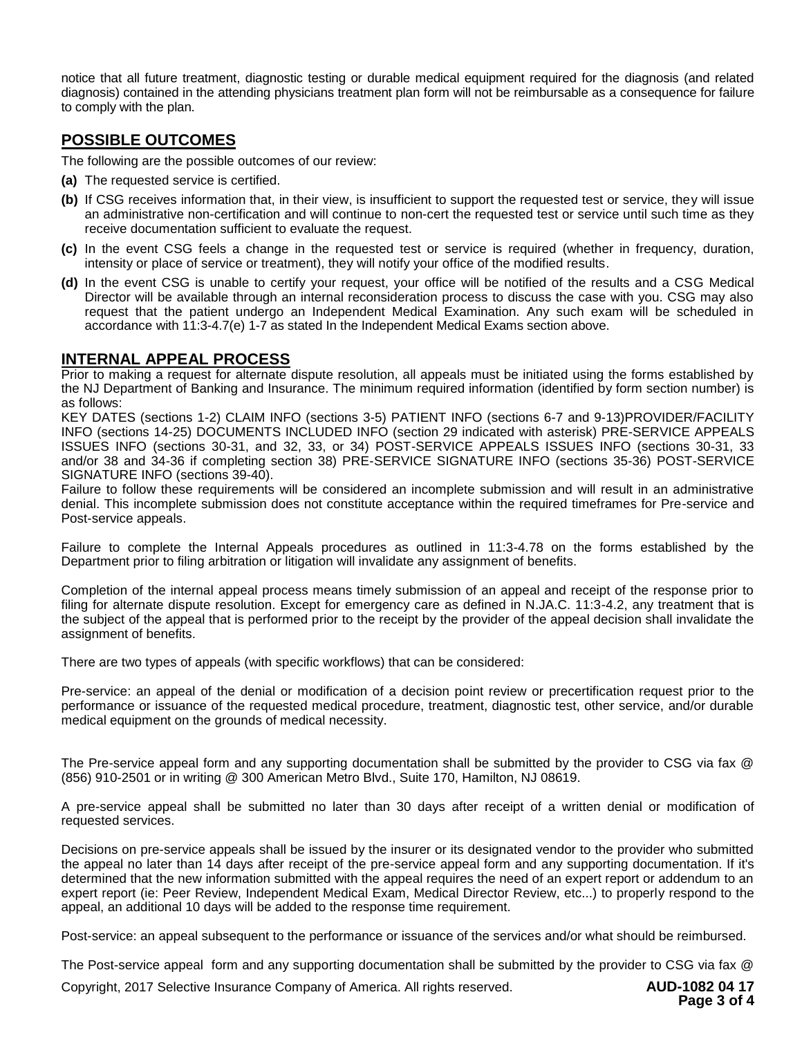notice that all future treatment, diagnostic testing or durable medical equipment required for the diagnosis (and related diagnosis) contained in the attending physicians treatment plan form will not be reimbursable as a consequence for failure to comply with the plan.

## POSSIBLE OUTCOMES

The following are the possible outcomes of our review:

**(a)** The requested service is certified.

**(b)** If CSG receives information that, in their view, is insufficient to support the requested test or service, they will issue an administrative non-certification and will continue to non-cert the requested test or service until such time as they receive documentation sufficient to evaluate the request.

**(c)** In the event CSG feels a change in the requested test or service is required (whether in frequency, duration, intensity or place of service or treatment), they will notify your office of the modified results.

**(d)** In the event CSG is unable to certify your request, your office will be notified of the results and a CSG Medical Director will be available through an internal reconsideration process to discuss the case with you. CSG may also request that the patient undergo an Independent Medical Examination. Any such exam will be scheduled in accordance with 11:3-4.7(e) 1-7 as stated In the Independent Medical Exams section above.

## INTERNAL APPEAL PROCESS

Prior to making a request for alternate dispute resolution, all appeals must be initiated using the forms established by the NJ Department of Banking and Insurance. The minimum required information (identified by form section number) is as follows:

KEY DATES (sections 1-2) CLAIM INFO (sections 3-5) PATIENT INFO (sections 6-7 and 9-13)PROVIDER/FACILITY INFO (sections 14-25) DOCUMENTS INCLUDED INFO (section 29 indicated with asterisk) PRE-SERVICE APPEALS ISSUES INFO (sections 30-31, and 32, 33, or 34) POST-SERVICE APPEALS ISSUES INFO (sections 30-31, 33 and/or 38 and 34-36 if completing section 38) PRE-SERVICE SIGNATURE INFO (sections 35-36) POST-SERVICE SIGNATURE INFO (sections 39-40).

Failure to follow these requirements will be considered an incomplete submission and will result in an administrative denial. This incomplete submission does not constitute acceptance within the required timeframes for Pre-service and Post-service appeals.

Failure to complete the Internal Appeals procedures as outlined in 11:3-4.78 on the forms established by the Department prior to filing arbitration or litigation will invalidate any assignment of benefits.

Completion of the internal appeal process means timely submission of an appeal and receipt of the response prior to filing for alternate dispute resolution. Except for emergency care as defined in N.JA.C. 11:3-4.2, any treatment that is the subject of the appeal that is performed prior to the receipt by the provider of the appeal decision shall invalidate the assignment of benefits.

There are two types of appeals (with specific workflows) that can be considered:

Pre-service: an appeal of the denial or modification of a decision point review or precertification request prior to the performance or issuance of the requested medical procedure, treatment, diagnostic test, other service, and/or durable medical equipment on the grounds of medical necessity.

The Pre-service appeal form and any supporting documentation shall be submitted by the provider to CSG via fax @ (856) 910-2501 or in writing @ 300 American Metro Blvd., Suite 170, Hamilton, NJ 08619.

A pre-service appeal shall be submitted no later than 30 days after receipt of a written denial or modification of requested services.

Decisions on pre-service appeals shall be issued by the insurer or its designated vendor to the provider who submitted the appeal no later than 14 days after receipt of the pre-service appeal form and any supporting documentation. If it's determined that the new information submitted with the appeal requires the need of an expert report or addendum to an expert report (ie: Peer Review, Independent Medical Exam, Medical Director Review, etc...) to properly respond to the appeal, an additional 10 days will be added to the response time requirement.

Post-service: an appeal subsequent to the performance or issuance of the services and/or what should be reimbursed.

The Post-service appeal form and any supporting documentation shall be submitted by the provider to CSG via fax @

Copyright, 2017 Selective Insurance Company of America. All rights reserved. **AUD-1082 04 17**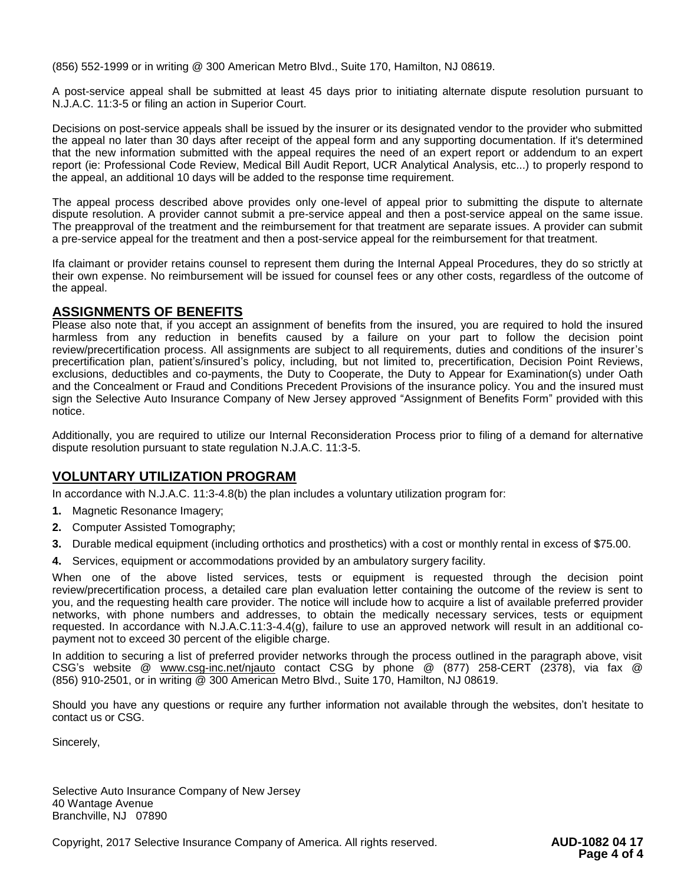(856) 552-1999 or in writing @ 300 American Metro Blvd., Suite 170, Hamilton, NJ 08619.

A post-service appeal shall be submitted at least 45 days prior to initiating alternate dispute resolution pursuant to N.J.A.C. 11:3-5 or filing an action in Superior Court.

Decisions on post-service appeals shall be issued by the insurer or its designated vendor to the provider who submitted the appeal no later than 30 days after receipt of the appeal form and any supporting documentation. If it's determined that the new information submitted with the appeal requires the need of an expert report or addendum to an expert report (ie: Professional Code Review, Medical Bill Audit Report, UCR Analytical Analysis, etc...) to properly respond to the appeal, an additional 10 days will be added to the response time requirement.

The appeal process described above provides only one-level of appeal prior to submitting the dispute to alternate dispute resolution. A provider cannot submit a pre-service appeal and then a post-service appeal on the same issue. The preapproval of the treatment and the reimbursement for that treatment are separate issues. A provider can submit a pre-service appeal for the treatment and then a post-service appeal for the reimbursement for that treatment.

Ifa claimant or provider retains counsel to represent them during the Internal Appeal Procedures, they do so strictly at their own expense. No reimbursement will be issued for counsel fees or any other costs, regardless of the outcome of the appeal.

## ASSIGNMENTS OF BENEFITS

Please also note that, if you accept an assignment of benefits from the insured, you are required to hold the insured harmless from any reduction in benefits caused by a failure on your part to follow the decision point review/precertification process. All assignments are subject to all requirements, duties and conditions of the insurer's precertification plan, patient's/insured's policy, including, but not limited to, precertification, Decision Point Reviews, exclusions, deductibles and co-payments, the Duty to Cooperate, the Duty to Appear for Examination(s) under Oath and the Concealment or Fraud and Conditions Precedent Provisions of the insurance policy. You and the insured must sign the Selective Auto Insurance Company of New Jersey approved "Assignment of Benefits Form" provided with this notice.

Additionally, you are required to utilize our Internal Reconsideration Process prior to filing of a demand for alternative dispute resolution pursuant to state regulation N.J.A.C. 11:3-5.

## VOLUNTARY UTILIZATION PROGRAM

In accordance with N.J.A.C. 11:3-4.8(b) the plan includes a voluntary utilization program for:

1. Magnetic Resonance Imagery;
2. Computer Assisted Tomography;
3. Durable medical equipment (including orthotics and prosthetics) with a cost or monthly rental in excess of $75.00.
4. Services, equipment or accommodations provided by an ambulatory surgery facility.

When one of the above listed services, tests or equipment is requested through the decision point review/precertification process, a detailed care plan evaluation letter containing the outcome of the review is sent to you, and the requesting health care provider. The notice will include how to acquire a list of available preferred provider networks, with phone numbers and addresses, to obtain the medically necessary services, tests or equipment requested. In accordance with N.J.A.C.11:3-4.4(g), failure to use an approved network will result in an additional co-payment not to exceed 30 percent of the eligible charge.

In addition to securing a list of preferred provider networks through the process outlined in the paragraph above, visit CSG's website @ www.csg-inc.net/njauto contact CSG by phone @ (877) 258-CERT (2378), via fax @ (856) 910-2501, or in writing @ 300 American Metro Blvd., Suite 170, Hamilton, NJ 08619.

Should you have any questions or require any further information not available through the websites, don't hesitate to contact us or CSG.

Sincerely,

Selective Auto Insurance Company of New Jersey
40 Wantage Avenue
Branchville, NJ 07890

Copyright, 2017 Selective Insurance Company of America. All rights reserved.

**AUD-1082 04 17**